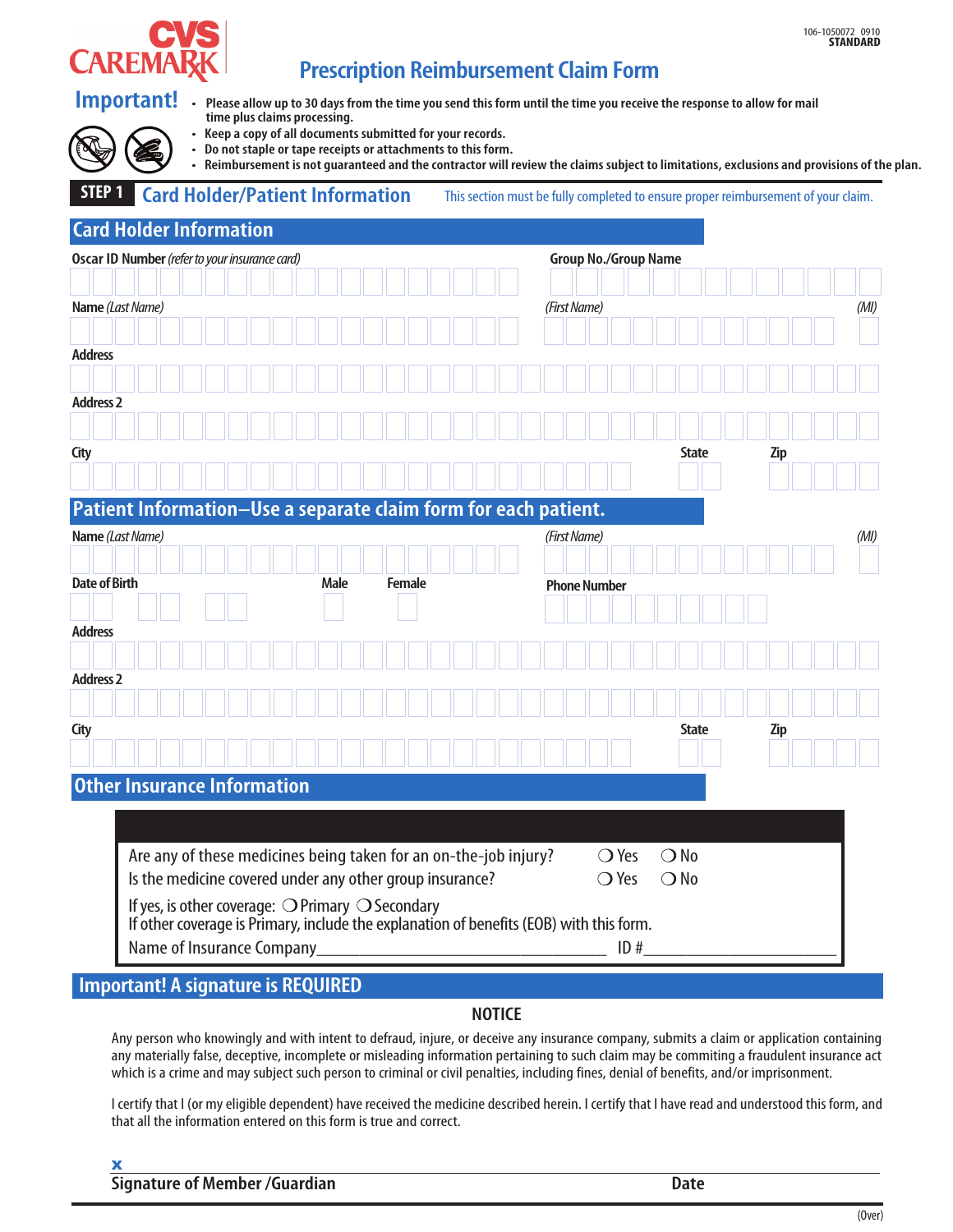106-1050072 0910
**STANDARD**

CVS CAREMARK

# Prescription Reimbursement Claim Form

## Important!

- Please allow up to 30 days from the time you send this form until the time you receive the response to allow for mail time plus claims processing.
- Keep a copy of all documents submitted for your records.
- Do not staple or tape receipts or attachments to this form.
- Reimbursement is not guaranteed and the contractor will review the claims subject to limitations, exclusions and provisions of the plan.

## STEP 1 Card Holder/Patient Information

This section must be fully completed to ensure proper reimbursement of your claim.

### Card Holder Information

**Oscar ID Number** *(refer to your insurance card)*

**Group No./Group Name**

**Name** *(Last Name)* *(First Name)* *(MI)*

**Address**

**Address 2**

**City** **State** **Zip**

### Patient Information–Use a separate claim form for each patient.

**Name** *(Last Name)* *(First Name)* *(MI)*

**Date of Birth** **Male** **Female** **Phone Number**

**Address**

**Address 2**

**City** **State** **Zip**

### Other Insurance Information

Are any of these medicines being taken for an on-the-job injury? ❍ Yes ❍ No

Is the medicine covered under any other group insurance? ❍ Yes ❍ No

If yes, is other coverage: ❍ Primary ❍ Secondary

If other coverage is Primary, include the explanation of benefits (EOB) with this form.

Name of Insurance Company______________________________ ID #____________________

### Important! A signature is REQUIRED

**NOTICE**

Any person who knowingly and with intent to defraud, injure, or deceive any insurance company, submits a claim or application containing any materially false, deceptive, incomplete or misleading information pertaining to such claim may be commiting a fraudulent insurance act which is a crime and may subject such person to criminal or civil penalties, including fines, denial of benefits, and/or imprisonment.

I certify that I (or my eligible dependent) have received the medicine described herein. I certify that I have read and understood this form, and that all the information entered on this form is true and correct.

x

**Signature of Member /Guardian** **Date**

(Over)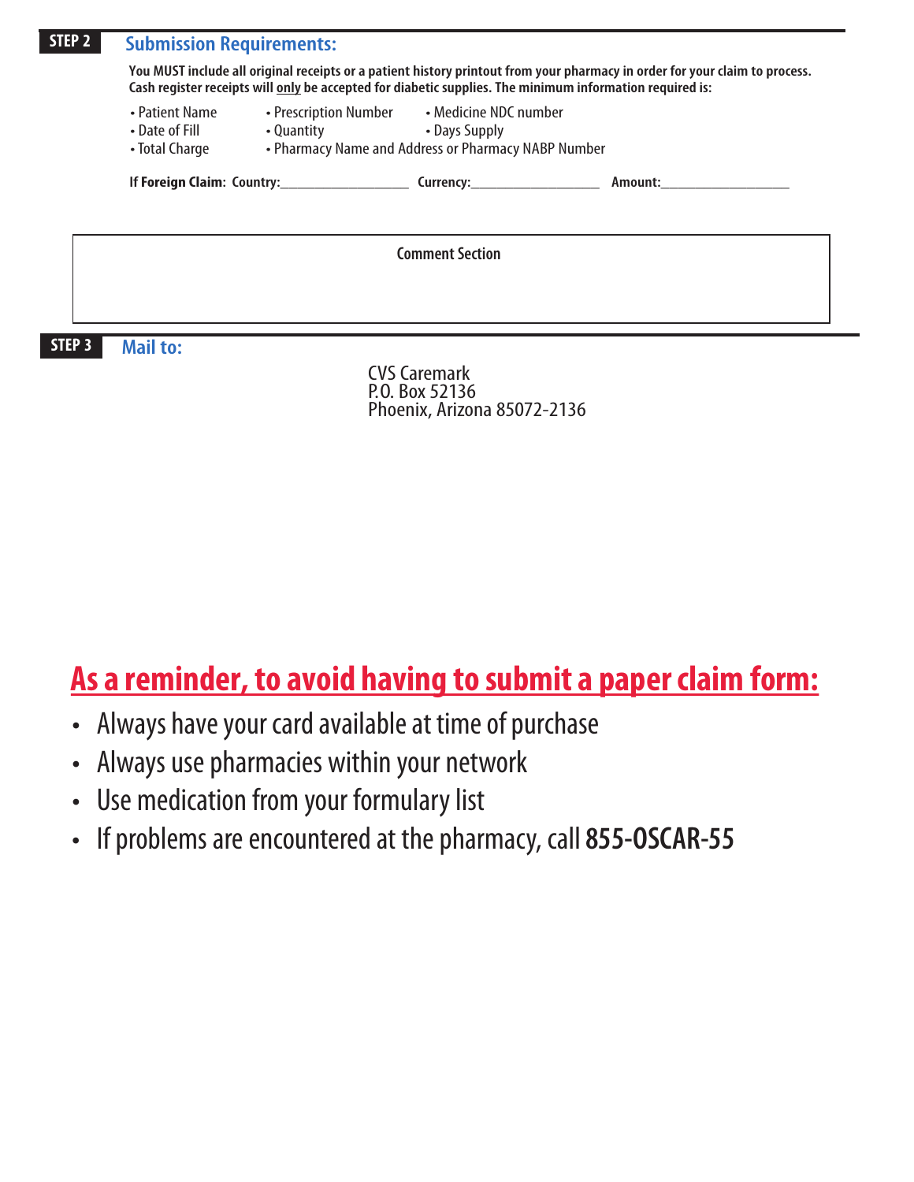## STEP 2 Submission Requirements:

**You MUST include all original receipts or a patient history printout from your pharmacy in order for your claim to process. Cash register receipts will only be accepted for diabetic supplies. The minimum information required is:**

- Patient Name
- Date of Fill
- Total Charge
- Prescription Number
- Quantity
- Pharmacy Name and Address or Pharmacy NABP Number
- Medicine NDC number
- Days Supply

**If Foreign Claim: Country:**\_\_\_\_\_\_\_\_\_\_\_\_\_\_\_\_\_\_ **Currency:**\_\_\_\_\_\_\_\_\_\_\_\_\_\_\_\_\_\_ **Amount:**\_\_\_\_\_\_\_\_\_\_\_\_\_\_\_\_\_\_

**Comment Section**

## STEP 3 Mail to:

CVS Caremark
P.O. Box 52136
Phoenix, Arizona 85072-2136

## As a reminder, to avoid having to submit a paper claim form:

- Always have your card available at time of purchase
- Always use pharmacies within your network
- Use medication from your formulary list
- If problems are encountered at the pharmacy, call **855-OSCAR-55**